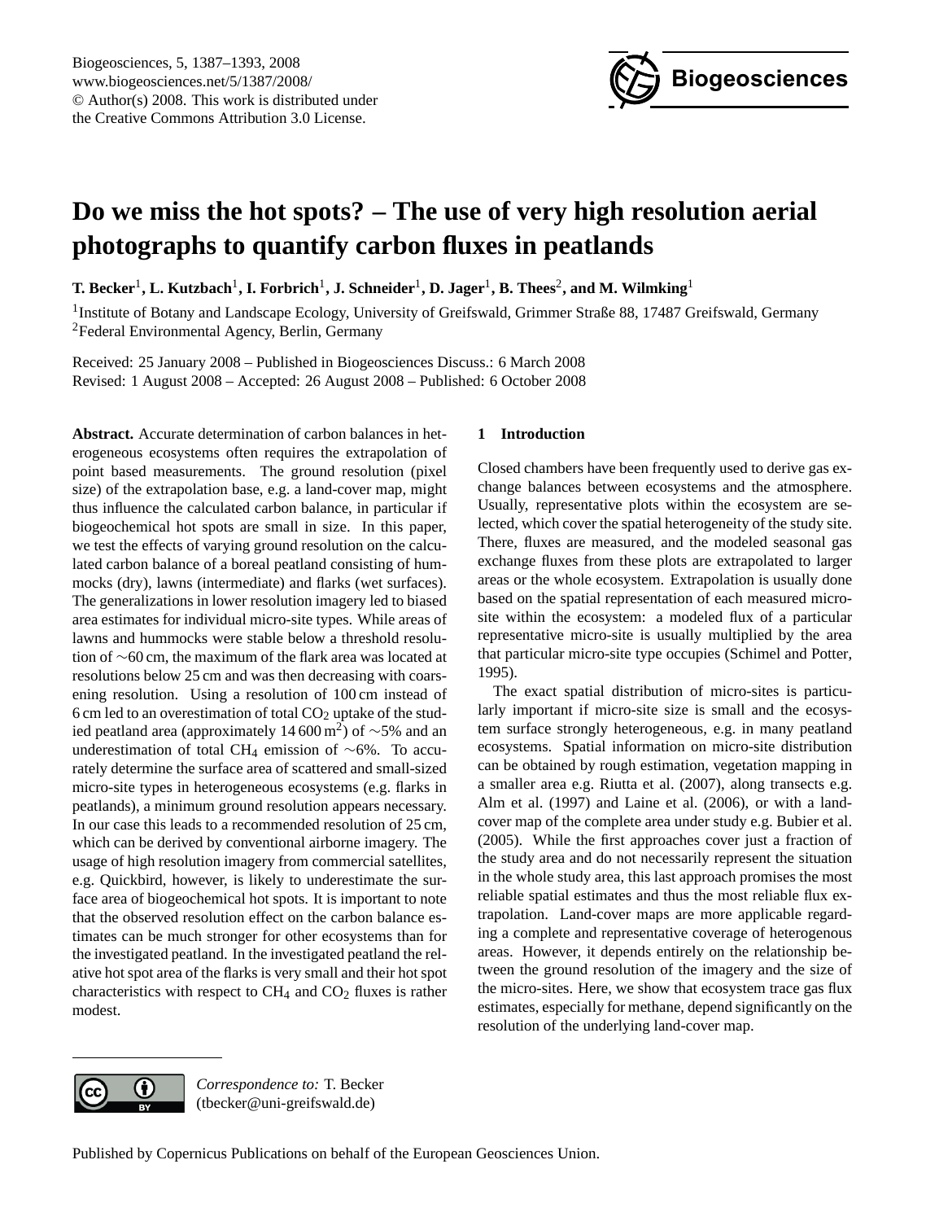# Do we miss the hot spots? – The use of very high resolution aerial photographs to quantify carbon fluxes in peatlands

**T. Becker[1], L. Kutzbach[1], I. Forbrich[1], J. Schneider[1], D. Jager[1], B. Thees[2], and M. Wilmking[1]**

[1]Institute of Botany and Landscape Ecology, University of Greifswald, Grimmer Straße 88, 17487 Greifswald, Germany
[2]Federal Environmental Agency, Berlin, Germany

Received: 25 January 2008 – Published in Biogeosciences Discuss.: 6 March 2008
Revised: 1 August 2008 – Accepted: 26 August 2008 – Published: 6 October 2008

**Abstract.** Accurate determination of carbon balances in heterogeneous ecosystems often requires the extrapolation of point based measurements. The ground resolution (pixel size) of the extrapolation base, e.g. a land-cover map, might thus influence the calculated carbon balance, in particular if biogeochemical hot spots are small in size. In this paper, we test the effects of varying ground resolution on the calculated carbon balance of a boreal peatland consisting of hummocks (dry), lawns (intermediate) and flarks (wet surfaces). The generalizations in lower resolution imagery led to biased area estimates for individual micro-site types. While areas of lawns and hummocks were stable below a threshold resolution of ∼60 cm, the maximum of the flark area was located at resolutions below 25 cm and was then decreasing with coarsening resolution. Using a resolution of 100 cm instead of 6 cm led to an overestimation of total $CO_2$ uptake of the studied peatland area (approximately 14 600 $m^2$) of ∼5% and an underestimation of total $CH_4$ emission of ∼6%. To accurately determine the surface area of scattered and small-sized micro-site types in heterogeneous ecosystems (e.g. flarks in peatlands), a minimum ground resolution appears necessary. In our case this leads to a recommended resolution of 25 cm, which can be derived by conventional airborne imagery. The usage of high resolution imagery from commercial satellites, e.g. Quickbird, however, is likely to underestimate the surface area of biogeochemical hot spots. It is important to note that the observed resolution effect on the carbon balance estimates can be much stronger for other ecosystems than for the investigated peatland. In the investigated peatland the relative hot spot area of the flarks is very small and their hot spot characteristics with respect to $CH_4$ and $CO_2$ fluxes is rather modest.

## 1 Introduction

Closed chambers have been frequently used to derive gas exchange balances between ecosystems and the atmosphere. Usually, representative plots within the ecosystem are selected, which cover the spatial heterogeneity of the study site. There, fluxes are measured, and the modeled seasonal gas exchange fluxes from these plots are extrapolated to larger areas or the whole ecosystem. Extrapolation is usually done based on the spatial representation of each measured micro-site within the ecosystem: a modeled flux of a particular representative micro-site is usually multiplied by the area that particular micro-site type occupies (Schimel and Potter, 1995).

The exact spatial distribution of micro-sites is particularly important if micro-site size is small and the ecosystem surface strongly heterogeneous, e.g. in many peatland ecosystems. Spatial information on micro-site distribution can be obtained by rough estimation, vegetation mapping in a smaller area e.g. Riutta et al. (2007), along transects e.g. Alm et al. (1997) and Laine et al. (2006), or with a land-cover map of the complete area under study e.g. Bubier et al. (2005). While the first approaches cover just a fraction of the study area and do not necessarily represent the situation in the whole study area, this last approach promises the most reliable spatial estimates and thus the most reliable flux extrapolation. Land-cover maps are more applicable regarding a complete and representative coverage of heterogenous areas. However, it depends entirely on the relationship between the ground resolution of the imagery and the size of the micro-sites. Here, we show that ecosystem trace gas flux estimates, especially for methane, depend significantly on the resolution of the underlying land-cover map.

*Correspondence to:* T. Becker
(tbecker@uni-greifswald.de)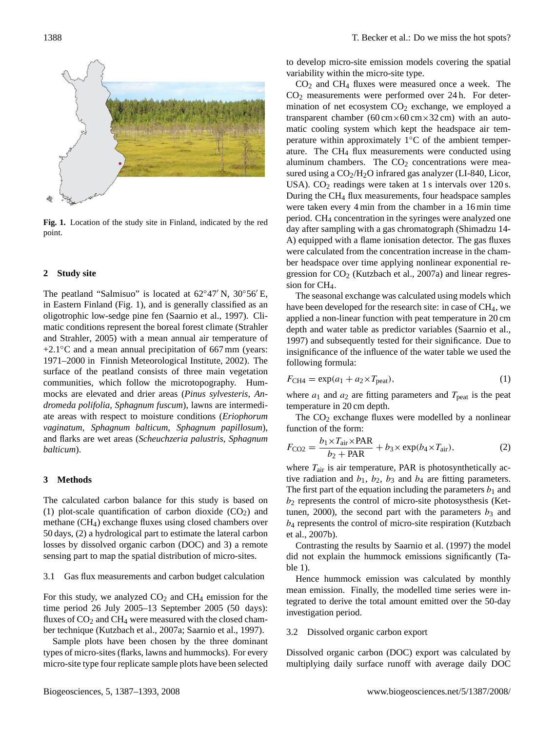Fig. 1. Location of the study site in Finland, indicated by the red point.

## 2 Study site

The peatland "Salmisuo" is located at 62°47′ N, 30°56′ E, in Eastern Finland (Fig. 1), and is generally classified as an oligotrophic low-sedge pine fen (Saarnio et al., 1997). Climatic conditions represent the boreal forest climate (Strahler and Strahler, 2005) with a mean annual air temperature of +2.1°C and a mean annual precipitation of 667 mm (years: 1971–2000 in Finnish Meteorological Institute, 2002). The surface of the peatland consists of three main vegetation communities, which follow the microtopography. Hummocks are elevated and drier areas (*Pinus sylvesteris*, *Andromeda polifolia*, *Sphagnum fuscum*), lawns are intermediate areas with respect to moisture conditions (*Eriophorum vaginatum*, *Sphagnum balticum*, *Sphagnum papillosum*), and flarks are wet areas (*Scheuchzeria palustris*, *Sphagnum balticum*).

## 3 Methods

The calculated carbon balance for this study is based on (1) plot-scale quantification of carbon dioxide ($CO_2$) and methane ($CH_4$) exchange fluxes using closed chambers over 50 days, (2) a hydrological part to estimate the lateral carbon losses by dissolved organic carbon (DOC) and 3) a remote sensing part to map the spatial distribution of micro-sites.

### 3.1 Gas flux measurements and carbon budget calculation

For this study, we analyzed $CO_2$ and $CH_4$ emission for the time period 26 July 2005–13 September 2005 (50 days): fluxes of $CO_2$ and $CH_4$ were measured with the closed chamber technique (Kutzbach et al., 2007a; Saarnio et al., 1997).

Sample plots have been chosen by the three dominant types of micro-sites (flarks, lawns and hummocks). For every micro-site type four replicate sample plots have been selected to develop micro-site emission models covering the spatial variability within the micro-site type.

$CO_2$ and $CH_4$ fluxes were measured once a week. The $CO_2$ measurements were performed over 24 h. For determination of net ecosystem $CO_2$ exchange, we employed a transparent chamber (60 cm×60 cm×32 cm) with an automatic cooling system which kept the headspace air temperature within approximately 1°C of the ambient temperature. The $CH_4$ flux measurements were conducted using aluminum chambers. The $CO_2$ concentrations were measured using a $CO_2$/$H_2O$ infrared gas analyzer (LI-840, Licor, USA). $CO_2$ readings were taken at 1 s intervals over 120 s. During the $CH_4$ flux measurements, four headspace samples were taken every 4 min from the chamber in a 16 min time period. $CH_4$ concentration in the syringes were analyzed one day after sampling with a gas chromatograph (Shimadzu 14-A) equipped with a flame ionisation detector. The gas fluxes were calculated from the concentration increase in the chamber headspace over time applying nonlinear exponential regression for $CO_2$ (Kutzbach et al., 2007a) and linear regression for $CH_4$.

The seasonal exchange was calculated using models which have been developed for the research site: in case of $CH_4$, we applied a non-linear function with peat temperature in 20 cm depth and water table as predictor variables (Saarnio et al., 1997) and subsequently tested for their significance. Due to insignificance of the influence of the water table we used the following formula:

$$F_{CH4} = \exp(a_1 + a_2 \times T_{peat}), \tag{1}$$

where $a_1$ and $a_2$ are fitting parameters and $T_{peat}$ is the peat temperature in 20 cm depth.

The $CO_2$ exchange fluxes were modelled by a nonlinear function of the form:

$$F_{CO2} = \frac{b_1 \times T_{air} \times PAR}{b_2 + PAR} + b_3 \times \exp(b_4 \times T_{air}), \tag{2}$$

where $T_{air}$ is air temperature, PAR is photosynthetically active radiation and $b_1$, $b_2$, $b_3$ and $b_4$ are fitting parameters. The first part of the equation including the parameters $b_1$ and $b_2$ represents the control of micro-site photosysthesis (Kettunen, 2000), the second part with the parameters $b_3$ and $b_4$ represents the control of micro-site respiration (Kutzbach et al., 2007b).

Contrasting the results by Saarnio et al. (1997) the model did not explain the hummock emissions significantly (Table 1).

Hence hummock emission was calculated by monthly mean emission. Finally, the modelled time series were integrated to derive the total amount emitted over the 50-day investigation period.

### 3.2 Dissolved organic carbon export

Dissolved organic carbon (DOC) export was calculated by multiplying daily surface runoff with average daily DOC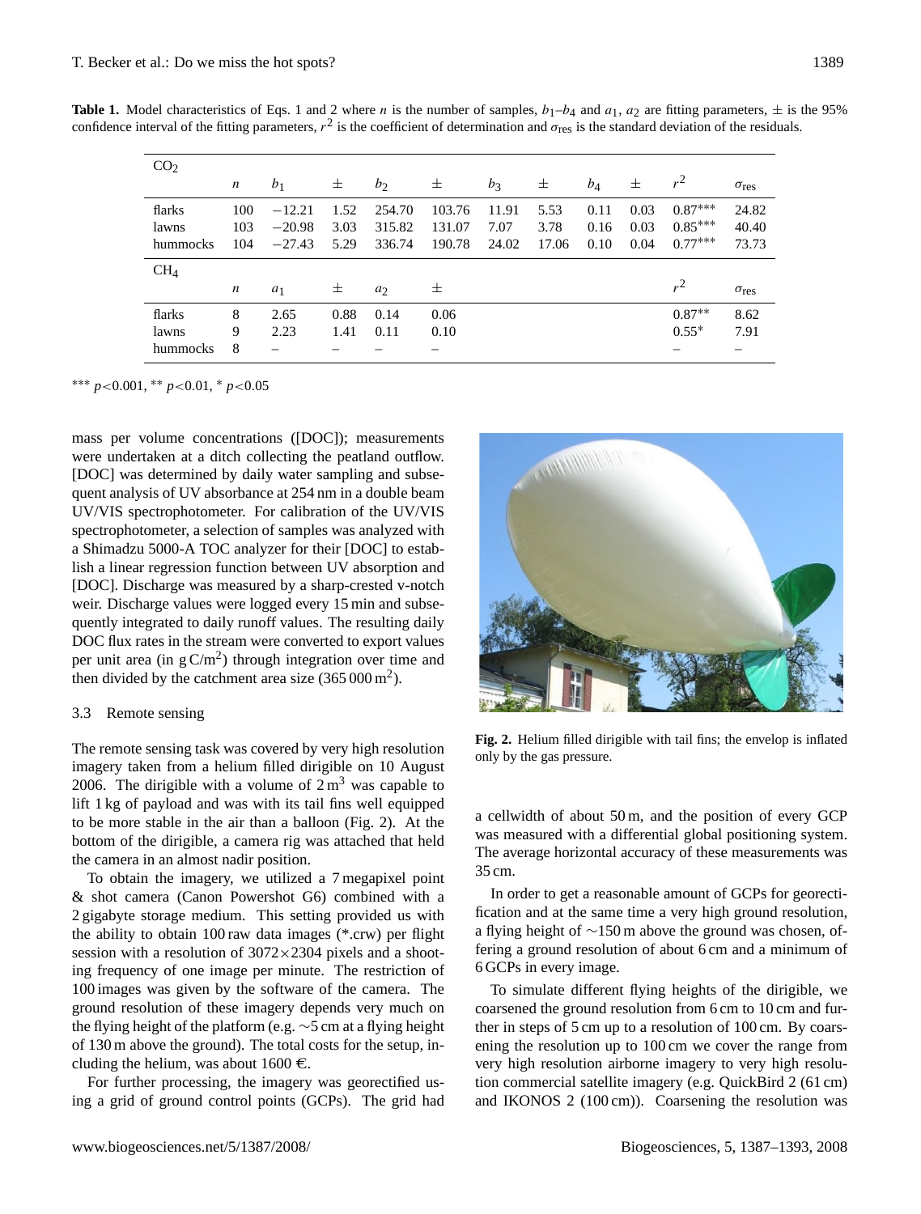**Table 1.** Model characteristics of Eqs. 1 and 2 where $n$ is the number of samples, $b_1$–$b_4$ and $a_1$, $a_2$ are fitting parameters, ± is the 95% confidence interval of the fitting parameters, $r^2$ is the coefficient of determination and $\sigma_{res}$ is the standard deviation of the residuals.

| $CO_2$ | $n$ | $b_1$ | ± | $b_2$ | ± | $b_3$ | ± | $b_4$ | ± | $r^2$ | $\sigma_{res}$ |
|---|---|---|---|---|---|---|---|---|---|---|---|
| flarks | 100 | −12.21 | 1.52 | 254.70 | 103.76 | 11.91 | 5.53 | 0.11 | 0.03 | 0.87*** | 24.82 |
| lawns | 103 | −20.98 | 3.03 | 315.82 | 131.07 | 7.07 | 3.78 | 0.16 | 0.03 | 0.85*** | 40.40 |
| hummocks | 104 | −27.43 | 5.29 | 336.74 | 190.78 | 24.02 | 17.06 | 0.10 | 0.04 | 0.77*** | 73.73 |
| $CH_4$ | $n$ | $a_1$ | ± | $a_2$ | ± | | | | | $r^2$ | $\sigma_{res}$ |
| flarks | 8 | 2.65 | 0.88 | 0.14 | 0.06 | | | | | 0.87** | 8.62 |
| lawns | 9 | 2.23 | 1.41 | 0.11 | 0.10 | | | | | 0.55* | 7.91 |
| hummocks | 8 | – | – | – | – | | | | | – | – |

*** $p<0.001$, ** $p<0.01$, * $p<0.05$

mass per volume concentrations ([DOC]); measurements were undertaken at a ditch collecting the peatland outflow. [DOC] was determined by daily water sampling and subsequent analysis of UV absorbance at 254 nm in a double beam UV/VIS spectrophotometer. For calibration of the UV/VIS spectrophotometer, a selection of samples was analyzed with a Shimadzu 5000-A TOC analyzer for their [DOC] to establish a linear regression function between UV absorption and [DOC]. Discharge was measured by a sharp-crested v-notch weir. Discharge values were logged every 15 min and subsequently integrated to daily runoff values. The resulting daily DOC flux rates in the stream were converted to export values per unit area (in g C/m$^2$) through integration over time and then divided by the catchment area size (365 000 m$^2$).

### 3.3 Remote sensing

The remote sensing task was covered by very high resolution imagery taken from a helium filled dirigible on 10 August 2006. The dirigible with a volume of 2 m$^3$ was capable to lift 1 kg of payload and was with its tail fins well equipped to be more stable in the air than a balloon (Fig. 2). At the bottom of the dirigible, a camera rig was attached that held the camera in an almost nadir position.

To obtain the imagery, we utilized a 7 megapixel point & shot camera (Canon Powershot G6) combined with a 2 gigabyte storage medium. This setting provided us with the ability to obtain 100 raw data images (*.crw) per flight session with a resolution of 3072×2304 pixels and a shooting frequency of one image per minute. The restriction of 100 images was given by the software of the camera. The ground resolution of these imagery depends very much on the flying height of the platform (e.g. ∼5 cm at a flying height of 130 m above the ground). The total costs for the setup, including the helium, was about 1600 €.

For further processing, the imagery was georectified using a grid of ground control points (GCPs). The grid had a cellwidth of about 50 m, and the position of every GCP was measured with a differential global positioning system. The average horizontal accuracy of these measurements was 35 cm.

**Fig. 2.** Helium filled dirigible with tail fins; the envelop is inflated only by the gas pressure.

In order to get a reasonable amount of GCPs for georectification and at the same time a very high ground resolution, a flying height of ∼150 m above the ground was chosen, offering a ground resolution of about 6 cm and a minimum of 6 GCPs in every image.

To simulate different flying heights of the dirigible, we coarsened the ground resolution from 6 cm to 10 cm and further in steps of 5 cm up to a resolution of 100 cm. By coarsening the resolution up to 100 cm we cover the range from very high resolution airborne imagery to very high resolution commercial satellite imagery (e.g. QuickBird 2 (61 cm) and IKONOS 2 (100 cm)). Coarsening the resolution was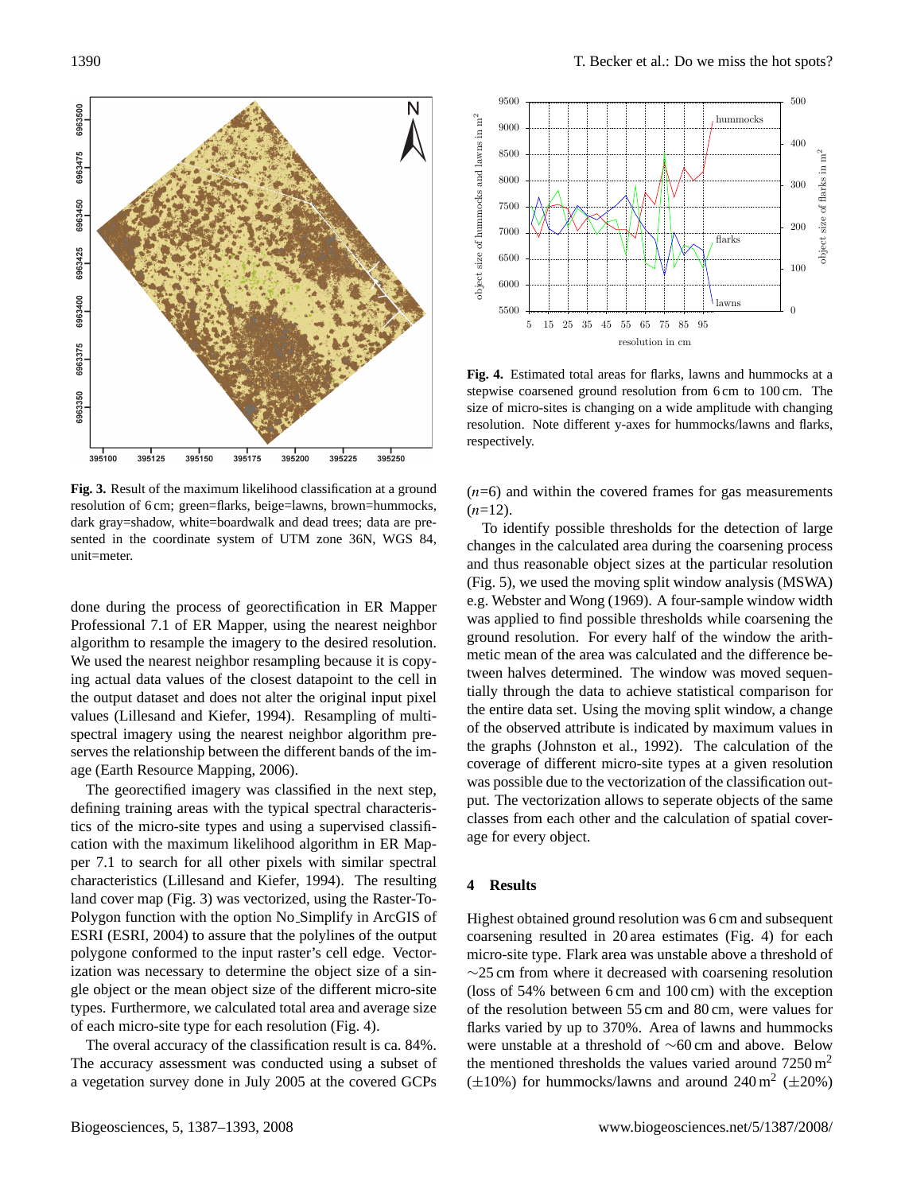**Fig. 3.** Result of the maximum likelihood classification at a ground resolution of 6 cm; green=flarks, beige=lawns, brown=hummocks, dark gray=shadow, white=boardwalk and dead trees; data are presented in the coordinate system of UTM zone 36N, WGS 84, unit=meter.

**Fig. 4.** Estimated total areas for flarks, lawns and hummocks at a stepwise coarsened ground resolution from 6 cm to 100 cm. The size of micro-sites is changing on a wide amplitude with changing resolution. Note different y-axes for hummocks/lawns and flarks, respectively.

done during the process of georectification in ER Mapper Professional 7.1 of ER Mapper, using the nearest neighbor algorithm to resample the imagery to the desired resolution. We used the nearest neighbor resampling because it is copying actual data values of the closest datapoint to the cell in the output dataset and does not alter the original input pixel values (Lillesand and Kiefer, 1994). Resampling of multispectral imagery using the nearest neighbor algorithm preserves the relationship between the different bands of the image (Earth Resource Mapping, 2006).

The georectified imagery was classified in the next step, defining training areas with the typical spectral characteristics of the micro-site types and using a supervised classification with the maximum likelihood algorithm in ER Mapper 7.1 to search for all other pixels with similar spectral characteristics (Lillesand and Kiefer, 1994). The resulting land cover map (Fig. 3) was vectorized, using the Raster-To-Polygon function with the option No_Simplify in ArcGIS of ESRI (ESRI, 2004) to assure that the polylines of the output polygone conformed to the input raster's cell edge. Vectorization was necessary to determine the object size of a single object or the mean object size of the different micro-site types. Furthermore, we calculated total area and average size of each micro-site type for each resolution (Fig. 4).

The overal accuracy of the classification result is ca. 84%. The accuracy assessment was conducted using a subset of a vegetation survey done in July 2005 at the covered GCPs ($n$=6) and within the covered frames for gas measurements ($n$=12).

To identify possible thresholds for the detection of large changes in the calculated area during the coarsening process and thus reasonable object sizes at the particular resolution (Fig. 5), we used the moving split window analysis (MSWA) e.g. Webster and Wong (1969). A four-sample window width was applied to find possible thresholds while coarsening the ground resolution. For every half of the window the arithmetic mean of the area was calculated and the difference between halves determined. The window was moved sequentially through the data to achieve statistical comparison for the entire data set. Using the moving split window, a change of the observed attribute is indicated by maximum values in the graphs (Johnston et al., 1992). The calculation of the coverage of different micro-site types at a given resolution was possible due to the vectorization of the classification output. The vectorization allows to seperate objects of the same classes from each other and the calculation of spatial coverage for every object.

## 4 Results

Highest obtained ground resolution was 6 cm and subsequent coarsening resulted in 20 area estimates (Fig. 4) for each micro-site type. Flark area was unstable above a threshold of ~25 cm from where it decreased with coarsening resolution (loss of 54% between 6 cm and 100 cm) with the exception of the resolution between 55 cm and 80 cm, were values for flarks varied by up to 370%. Area of lawns and hummocks were unstable at a threshold of ~60 cm and above. Below the mentioned thresholds the values varied around 7250 $m^2$ (±10%) for hummocks/lawns and around 240 $m^2$ (±20%)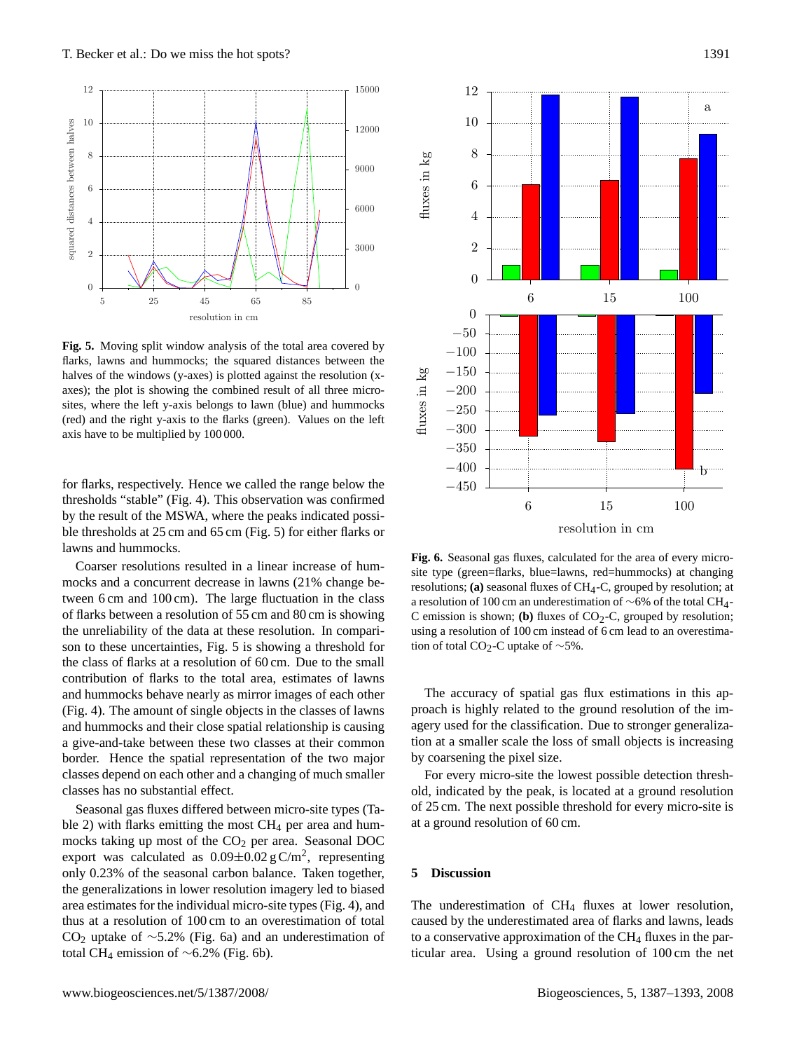Fig. 5. Moving split window analysis of the total area covered by flarks, lawns and hummocks; the squared distances between the halves of the windows (y-axes) is plotted against the resolution (x-axes); the plot is showing the combined result of all three micro-sites, where the left y-axis belongs to lawn (blue) and hummocks (red) and the right y-axis to the flarks (green). Values on the left axis have to be multiplied by 100 000.

for flarks, respectively. Hence we called the range below the thresholds "stable" (Fig. 4). This observation was confirmed by the result of the MSWA, where the peaks indicated possible thresholds at 25 cm and 65 cm (Fig. 5) for either flarks or lawns and hummocks.

Coarser resolutions resulted in a linear increase of hummocks and a concurrent decrease in lawns (21% change between 6 cm and 100 cm). The large fluctuation in the class of flarks between a resolution of 55 cm and 80 cm is showing the unreliability of the data at these resolution. In comparison to these uncertainties, Fig. 5 is showing a threshold for the class of flarks at a resolution of 60 cm. Due to the small contribution of flarks to the total area, estimates of lawns and hummocks behave nearly as mirror images of each other (Fig. 4). The amount of single objects in the classes of lawns and hummocks and their close spatial relationship is causing a give-and-take between these two classes at their common border. Hence the spatial representation of the two major classes depend on each other and a changing of much smaller classes has no substantial effect.

Seasonal gas fluxes differed between micro-site types (Table 2) with flarks emitting the most $CH_4$ per area and hummocks taking up most of the $CO_2$ per area. Seasonal DOC export was calculated as $0.09\pm0.02\,\mathrm{g\,C/m^2}$, representing only 0.23% of the seasonal carbon balance. Taken together, the generalizations in lower resolution imagery led to biased area estimates for the individual micro-site types (Fig. 4), and thus at a resolution of 100 cm to an overestimation of total $CO_2$ uptake of ~5.2% (Fig. 6a) and an underestimation of total $CH_4$ emission of ~6.2% (Fig. 6b).

Fig. 6. Seasonal gas fluxes, calculated for the area of every micro-site type (green=flarks, blue=lawns, red=hummocks) at changing resolutions; **(a)** seasonal fluxes of $CH_4$-C, grouped by resolution; at a resolution of 100 cm an underestimation of ~6% of the total $CH_4$-C emission is shown; **(b)** fluxes of $CO_2$-C, grouped by resolution; using a resolution of 100 cm instead of 6 cm lead to an overestimation of total $CO_2$-C uptake of ~5%.

The accuracy of spatial gas flux estimations in this approach is highly related to the ground resolution of the imagery used for the classification. Due to stronger generalization at a smaller scale the loss of small objects is increasing by coarsening the pixel size.

For every micro-site the lowest possible detection threshold, indicated by the peak, is located at a ground resolution of 25 cm. The next possible threshold for every micro-site is at a ground resolution of 60 cm.

## 5 Discussion

The underestimation of $CH_4$ fluxes at lower resolution, caused by the underestimated area of flarks and lawns, leads to a conservative approximation of the $CH_4$ fluxes in the particular area. Using a ground resolution of 100 cm the net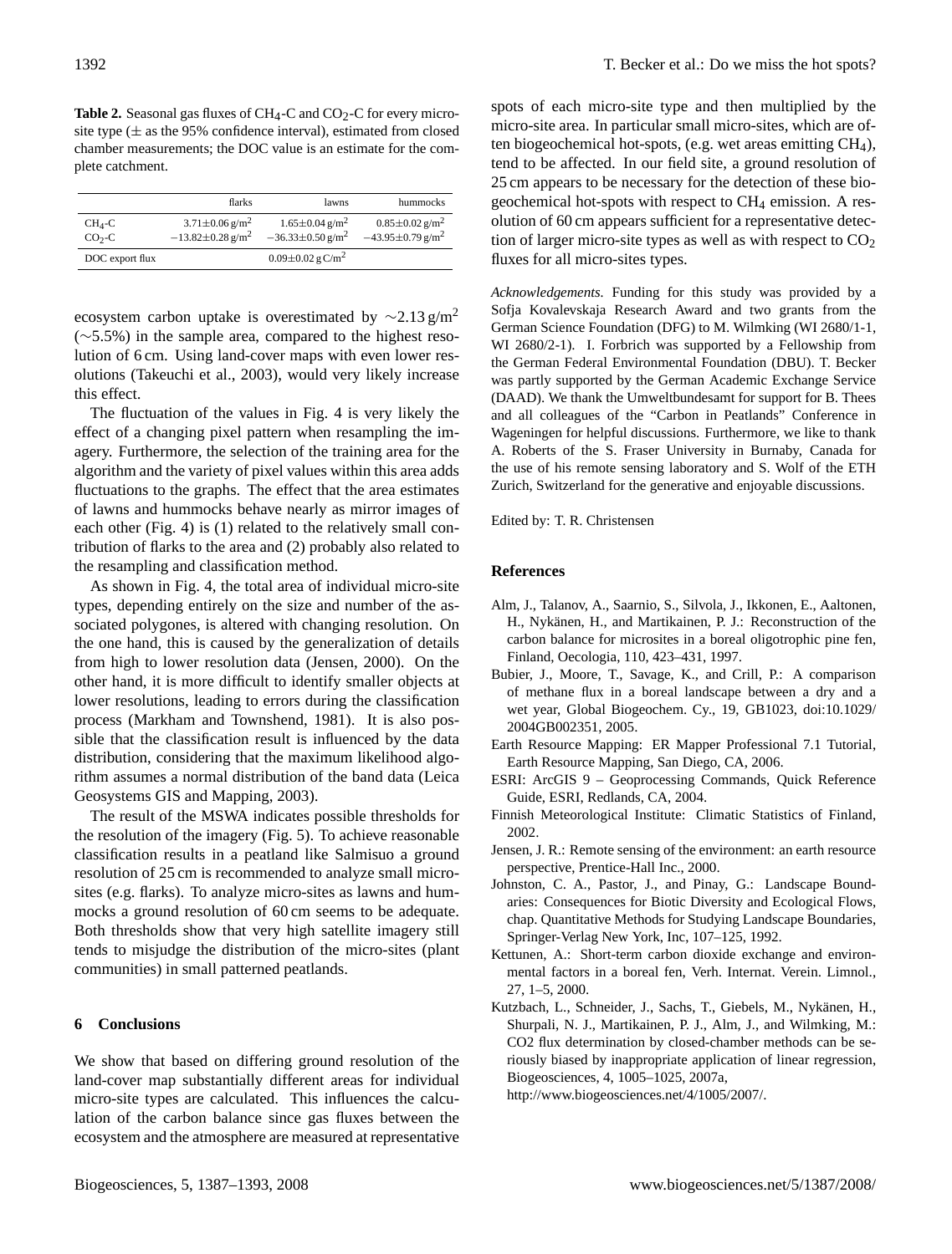**Table 2.** Seasonal gas fluxes of $CH_4$-C and $CO_2$-C for every micro-site type (± as the 95% confidence interval), estimated from closed chamber measurements; the DOC value is an estimate for the complete catchment.

| | flarks | lawns | hummocks |
|---|---|---|---|
| $CH_4$-C | $3.71 \pm 0.06\,g/m^2$ | $1.65 \pm 0.04\,g/m^2$ | $0.85 \pm 0.02\,g/m^2$ |
| $CO_2$-C | $-13.82 \pm 0.28\,g/m^2$ | $-36.33 \pm 0.50\,g/m^2$ | $-43.95 \pm 0.79\,g/m^2$ |
| DOC export flux | | $0.09 \pm 0.02\,g\,C/m^2$ | |

ecosystem carbon uptake is overestimated by $\sim 2.13\,g/m^2$ ($\sim$5.5%) in the sample area, compared to the highest resolution of 6 cm. Using land-cover maps with even lower resolutions (Takeuchi et al., 2003), would very likely increase this effect.

The fluctuation of the values in Fig. 4 is very likely the effect of a changing pixel pattern when resampling the imagery. Furthermore, the selection of the training area for the algorithm and the variety of pixel values within this area adds fluctuations to the graphs. The effect that the area estimates of lawns and hummocks behave nearly as mirror images of each other (Fig. 4) is (1) related to the relatively small contribution of flarks to the area and (2) probably also related to the resampling and classification method.

As shown in Fig. 4, the total area of individual micro-site types, depending entirely on the size and number of the associated polygones, is altered with changing resolution. On the one hand, this is caused by the generalization of details from high to lower resolution data (Jensen, 2000). On the other hand, it is more difficult to identify smaller objects at lower resolutions, leading to errors during the classification process (Markham and Townshend, 1981). It is also possible that the classification result is influenced by the data distribution, considering that the maximum likelihood algorithm assumes a normal distribution of the band data (Leica Geosystems GIS and Mapping, 2003).

The result of the MSWA indicates possible thresholds for the resolution of the imagery (Fig. 5). To achieve reasonable classification results in a peatland like Salmisuo a ground resolution of 25 cm is recommended to analyze small micro-sites (e.g. flarks). To analyze micro-sites as lawns and hummocks a ground resolution of 60 cm seems to be adequate. Both thresholds show that very high satellite imagery still tends to misjudge the distribution of the micro-sites (plant communities) in small patterned peatlands.

## 6 Conclusions

We show that based on differing ground resolution of the land-cover map substantially different areas for individual micro-site types are calculated. This influences the calculation of the carbon balance since gas fluxes between the ecosystem and the atmosphere are measured at representative spots of each micro-site type and then multiplied by the micro-site area. In particular small micro-sites, which are often biogeochemical hot-spots, (e.g. wet areas emitting $CH_4$), tend to be affected. In our field site, a ground resolution of 25 cm appears to be necessary for the detection of these biogeochemical hot-spots with respect to $CH_4$ emission. A resolution of 60 cm appears sufficient for a representative detection of larger micro-site types as well as with respect to $CO_2$ fluxes for all micro-sites types.

*Acknowledgements.* Funding for this study was provided by a Sofja Kovalevskaja Research Award and two grants from the German Science Foundation (DFG) to M. Wilmking (WI 2680/1-1, WI 2680/2-1). I. Forbrich was supported by a Fellowship from the German Federal Environmental Foundation (DBU). T. Becker was partly supported by the German Academic Exchange Service (DAAD). We thank the Umweltbundesamt for support for B. Thees and all colleagues of the "Carbon in Peatlands" Conference in Wageningen for helpful discussions. Furthermore, we like to thank A. Roberts of the S. Fraser University in Burnaby, Canada for the use of his remote sensing laboratory and S. Wolf of the ETH Zurich, Switzerland for the generative and enjoyable discussions.

Edited by: T. R. Christensen

## References

- Alm, J., Talanov, A., Saarnio, S., Silvola, J., Ikkonen, E., Aaltonen, H., Nykänen, H., and Martikainen, P. J.: Reconstruction of the carbon balance for microsites in a boreal oligotrophic pine fen, Finland, Oecologia, 110, 423–431, 1997.
- Bubier, J., Moore, T., Savage, K., and Crill, P.: A comparison of methane flux in a boreal landscape between a dry and a wet year, Global Biogeochem. Cy., 19, GB1023, doi:10.1029/2004GB002351, 2005.
- Earth Resource Mapping: ER Mapper Professional 7.1 Tutorial, Earth Resource Mapping, San Diego, CA, 2006.
- ESRI: ArcGIS 9 – Geoprocessing Commands, Quick Reference Guide, ESRI, Redlands, CA, 2004.
- Finnish Meteorological Institute: Climatic Statistics of Finland, 2002.
- Jensen, J. R.: Remote sensing of the environment: an earth resource perspective, Prentice-Hall Inc., 2000.
- Johnston, C. A., Pastor, J., and Pinay, G.: Landscape Boundaries: Consequences for Biotic Diversity and Ecological Flows, chap. Quantitative Methods for Studying Landscape Boundaries, Springer-Verlag New York, Inc, 107–125, 1992.
- Kettunen, A.: Short-term carbon dioxide exchange and environmental factors in a boreal fen, Verh. Internat. Verein. Limnol., 27, 1–5, 2000.
- Kutzbach, L., Schneider, J., Sachs, T., Giebels, M., Nykänen, H., Shurpali, N. J., Martikainen, P. J., Alm, J., and Wilmking, M.: CO2 flux determination by closed-chamber methods can be seriously biased by inappropriate application of linear regression, Biogeosciences, 4, 1005–1025, 2007a, http://www.biogeosciences.net/4/1005/2007/.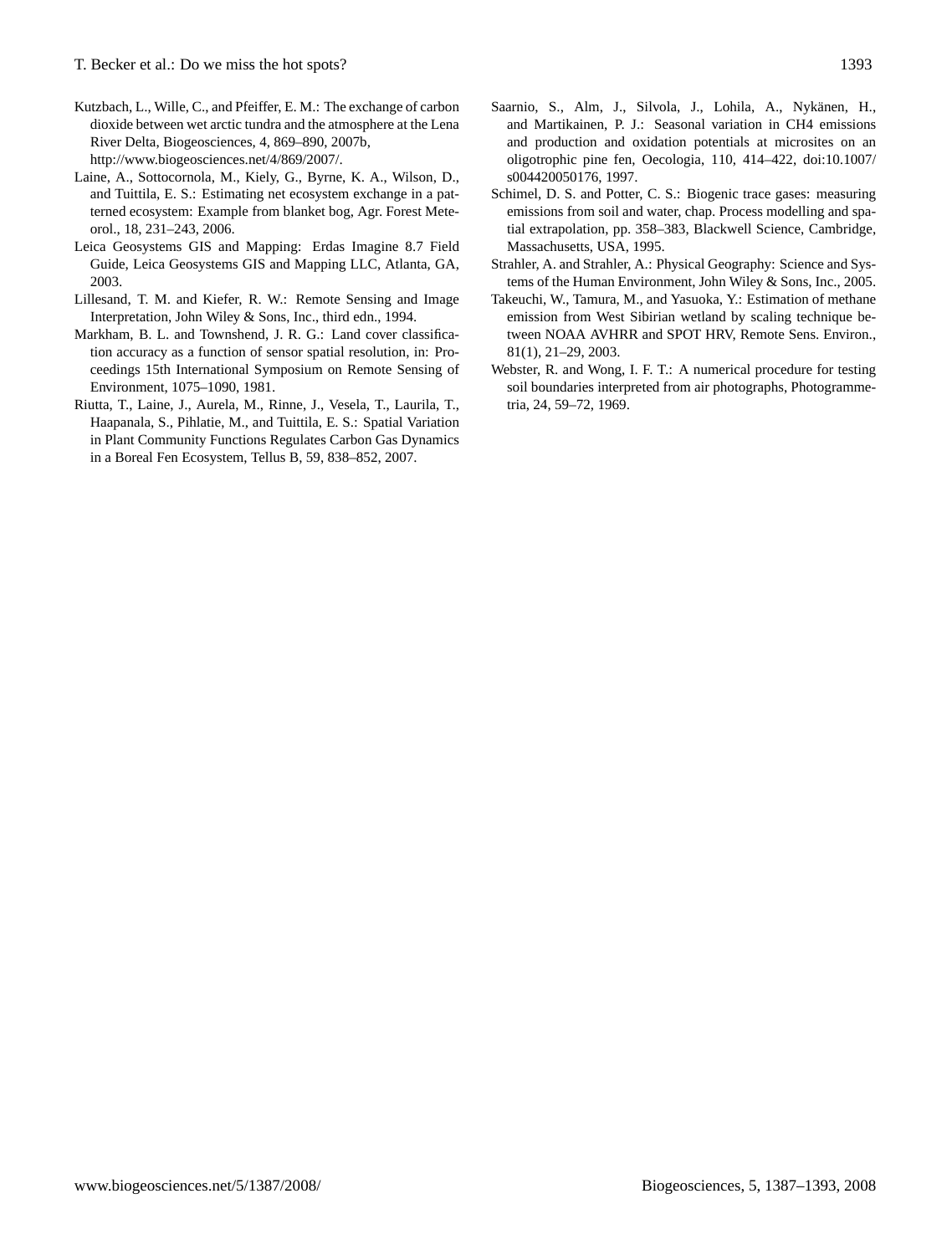Kutzbach, L., Wille, C., and Pfeiffer, E. M.: The exchange of carbon dioxide between wet arctic tundra and the atmosphere at the Lena River Delta, Biogeosciences, 4, 869–890, 2007b, http://www.biogeosciences.net/4/869/2007/.

Laine, A., Sottocornola, M., Kiely, G., Byrne, K. A., Wilson, D., and Tuittila, E. S.: Estimating net ecosystem exchange in a patterned ecosystem: Example from blanket bog, Agr. Forest Meteorol., 18, 231–243, 2006.

Leica Geosystems GIS and Mapping: Erdas Imagine 8.7 Field Guide, Leica Geosystems GIS and Mapping LLC, Atlanta, GA, 2003.

Lillesand, T. M. and Kiefer, R. W.: Remote Sensing and Image Interpretation, John Wiley & Sons, Inc., third edn., 1994.

Markham, B. L. and Townshend, J. R. G.: Land cover classification accuracy as a function of sensor spatial resolution, in: Proceedings 15th International Symposium on Remote Sensing of Environment, 1075–1090, 1981.

Riutta, T., Laine, J., Aurela, M., Rinne, J., Vesela, T., Laurila, T., Haapanala, S., Pihlatie, M., and Tuittila, E. S.: Spatial Variation in Plant Community Functions Regulates Carbon Gas Dynamics in a Boreal Fen Ecosystem, Tellus B, 59, 838–852, 2007.

Saarnio, S., Alm, J., Silvola, J., Lohila, A., Nykänen, H., and Martikainen, P. J.: Seasonal variation in CH4 emissions and production and oxidation potentials at microsites on an oligotrophic pine fen, Oecologia, 110, 414–422, doi:10.1007/s004420050176, 1997.

Schimel, D. S. and Potter, C. S.: Biogenic trace gases: measuring emissions from soil and water, chap. Process modelling and spatial extrapolation, pp. 358–383, Blackwell Science, Cambridge, Massachusetts, USA, 1995.

Strahler, A. and Strahler, A.: Physical Geography: Science and Systems of the Human Environment, John Wiley & Sons, Inc., 2005.

Takeuchi, W., Tamura, M., and Yasuoka, Y.: Estimation of methane emission from West Sibirian wetland by scaling technique between NOAA AVHRR and SPOT HRV, Remote Sens. Environ., 81(1), 21–29, 2003.

Webster, R. and Wong, I. F. T.: A numerical procedure for testing soil boundaries interpreted from air photographs, Photogrammetria, 24, 59–72, 1969.